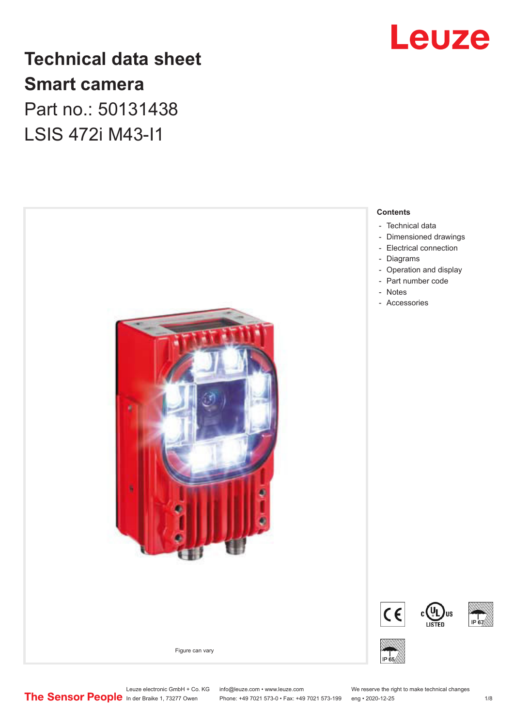# Technical data sheet
# Smart camera

Part no.: 50131438

LSIS 472i M43-I1

Figure can vary

**Contents**

- Technical data
- Dimensioned drawings
- Electrical connection
- Diagrams
- Operation and display
- Part number code
- Notes
- Accessories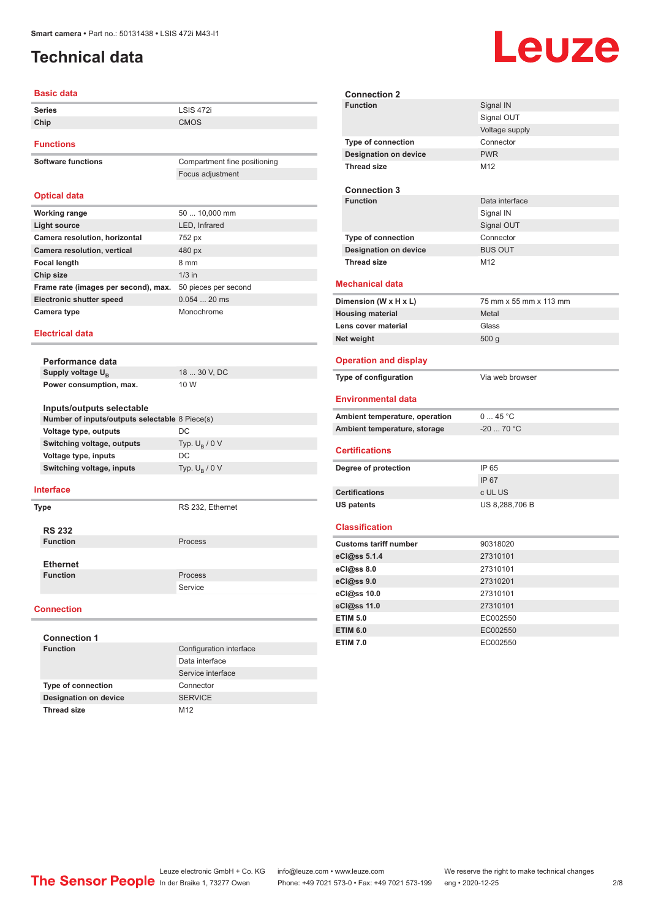Smart camera • Part no.: 50131438 • LSIS 472i M43-I1

# Technical data

## Basic data

| | |
|---|---|
| **Series** | LSIS 472i |
| **Chip** | CMOS |

## Functions

| | |
|---|---|
| **Software functions** | Compartment fine positioning |
| | Focus adjustment |

## Optical data

| | |
|---|---|
| **Working range** | 50 ... 10,000 mm |
| **Light source** | LED, Infrared |
| **Camera resolution, horizontal** | 752 px |
| **Camera resolution, vertical** | 480 px |
| **Focal length** | 8 mm |
| **Chip size** | 1/3 in |
| **Frame rate (images per second), max.** | 50 pieces per second |
| **Electronic shutter speed** | 0.054 ... 20 ms |
| **Camera type** | Monochrome |

## Electrical data

### Performance data

| | |
|---|---|
| **Supply voltage $U_B$** | 18 ... 30 V, DC |
| **Power consumption, max.** | 10 W |

### Inputs/outputs selectable

| | |
|---|---|
| **Number of inputs/outputs selectable** | 8 Piece(s) |
| **Voltage type, outputs** | DC |
| **Switching voltage, outputs** | Typ. $U_B$ / 0 V |
| **Voltage type, inputs** | DC |
| **Switching voltage, inputs** | Typ. $U_B$ / 0 V |

## Interface

| | |
|---|---|
| **Type** | RS 232, Ethernet |

### RS 232

| | |
|---|---|
| **Function** | Process |

### Ethernet

| | |
|---|---|
| **Function** | Process |
| | Service |

## Connection

### Connection 1

| | |
|---|---|
| **Function** | Configuration interface |
| | Data interface |
| | Service interface |
| **Type of connection** | Connector |
| **Designation on device** | SERVICE |
| **Thread size** | M12 |

### Connection 2

| | |
|---|---|
| **Function** | Signal IN |
| | Signal OUT |
| | Voltage supply |
| **Type of connection** | Connector |
| **Designation on device** | PWR |
| **Thread size** | M12 |

### Connection 3

| | |
|---|---|
| **Function** | Data interface |
| | Signal IN |
| | Signal OUT |
| **Type of connection** | Connector |
| **Designation on device** | BUS OUT |
| **Thread size** | M12 |

## Mechanical data

| | |
|---|---|
| **Dimension (W x H x L)** | 75 mm x 55 mm x 113 mm |
| **Housing material** | Metal |
| **Lens cover material** | Glass |
| **Net weight** | 500 g |

## Operation and display

| | |
|---|---|
| **Type of configuration** | Via web browser |

## Environmental data

| | |
|---|---|
| **Ambient temperature, operation** | 0 ... 45 °C |
| **Ambient temperature, storage** | -20 ... 70 °C |

## Certifications

| | |
|---|---|
| **Degree of protection** | IP 65 |
| | IP 67 |
| **Certifications** | c UL US |
| **US patents** | US 8,288,706 B |

## Classification

| | |
|---|---|
| **Customs tariff number** | 90318020 |
| **eCl@ss 5.1.4** | 27310101 |
| **eCl@ss 8.0** | 27310101 |
| **eCl@ss 9.0** | 27310201 |
| **eCl@ss 10.0** | 27310101 |
| **eCl@ss 11.0** | 27310101 |
| **ETIM 5.0** | EC002550 |
| **ETIM 6.0** | EC002550 |
| **ETIM 7.0** | EC002550 |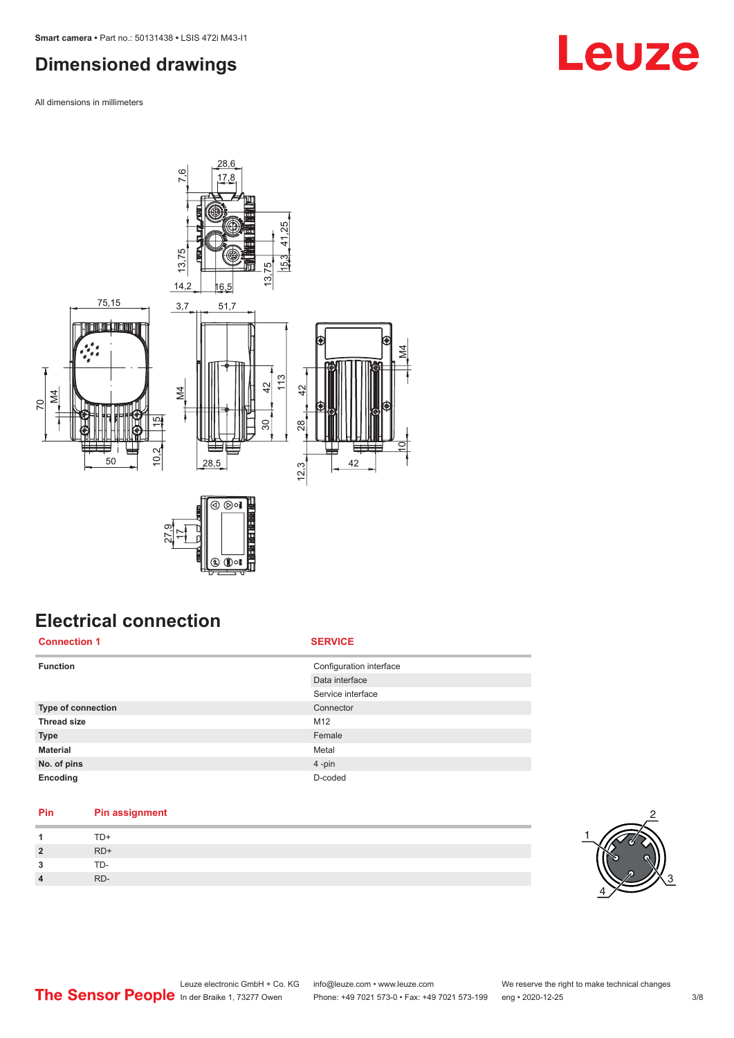# Dimensioned drawings

All dimensions in millimeters

# Electrical connection

| Connection 1 | SERVICE |
|---|---|
| **Function** | Configuration interface |
| | Data interface |
| | Service interface |
| **Type of connection** | Connector |
| **Thread size** | M12 |
| **Type** | Female |
| **Material** | Metal |
| **No. of pins** | 4 -pin |
| **Encoding** | D-coded |

| Pin | Pin assignment |
|---|---|
| **1** | TD+ |
| **2** | RD+ |
| **3** | TD- |
| **4** | RD- |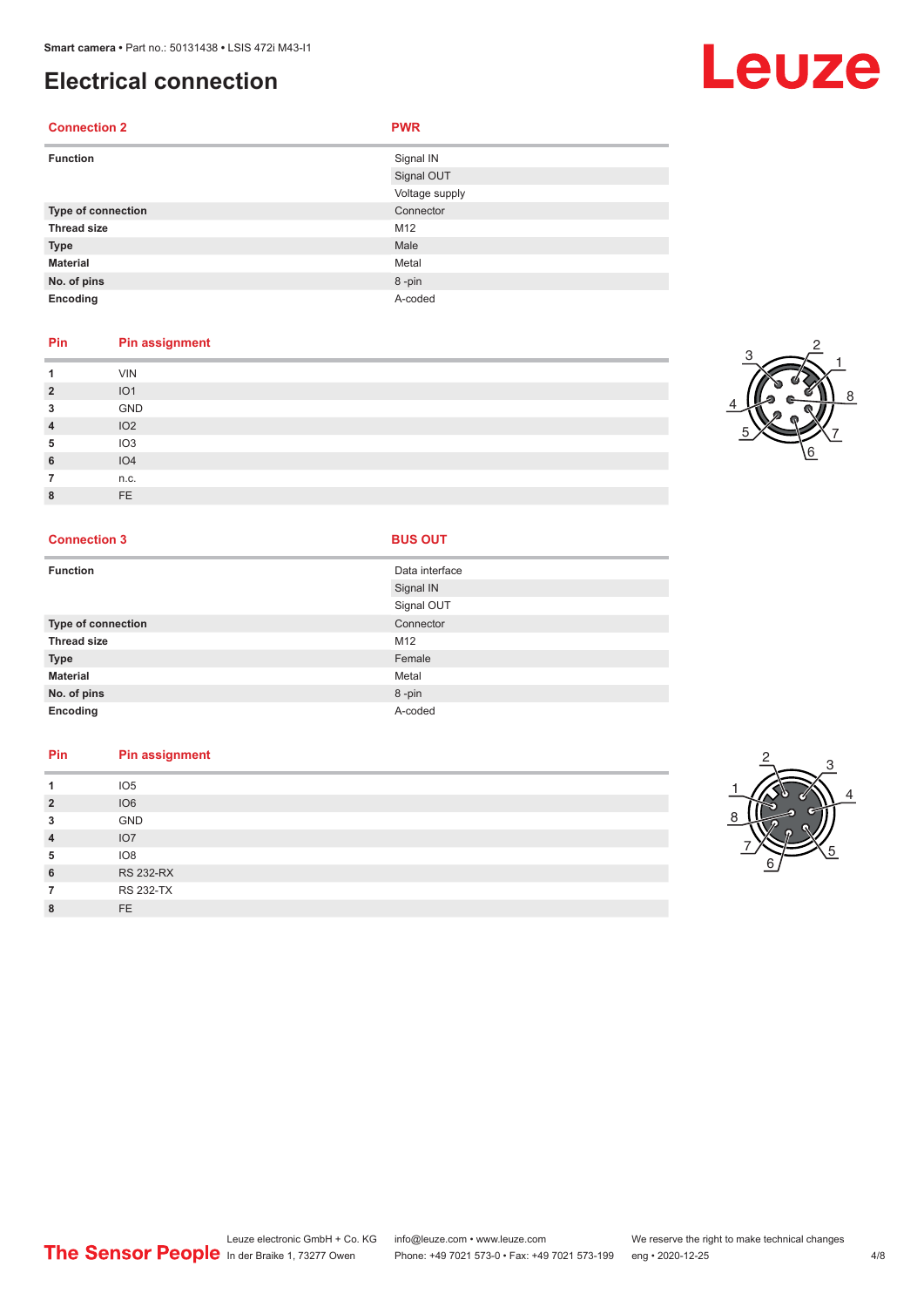# Electrical connection

| Connection 2 | PWR |
|---|---|
| **Function** | Signal IN |
| | Signal OUT |
| | Voltage supply |
| **Type of connection** | Connector |
| **Thread size** | M12 |
| **Type** | Male |
| **Material** | Metal |
| **No. of pins** | 8 -pin |
| **Encoding** | A-coded |

| Pin | Pin assignment |
|---|---|
| **1** | VIN |
| **2** | IO1 |
| **3** | GND |
| **4** | IO2 |
| **5** | IO3 |
| **6** | IO4 |
| **7** | n.c. |
| **8** | FE |

| Connection 3 | BUS OUT |
|---|---|
| **Function** | Data interface |
| | Signal IN |
| | Signal OUT |
| **Type of connection** | Connector |
| **Thread size** | M12 |
| **Type** | Female |
| **Material** | Metal |
| **No. of pins** | 8 -pin |
| **Encoding** | A-coded |

| Pin | Pin assignment |
|---|---|
| **1** | IO5 |
| **2** | IO6 |
| **3** | GND |
| **4** | IO7 |
| **5** | IO8 |
| **6** | RS 232-RX |
| **7** | RS 232-TX |
| **8** | FE |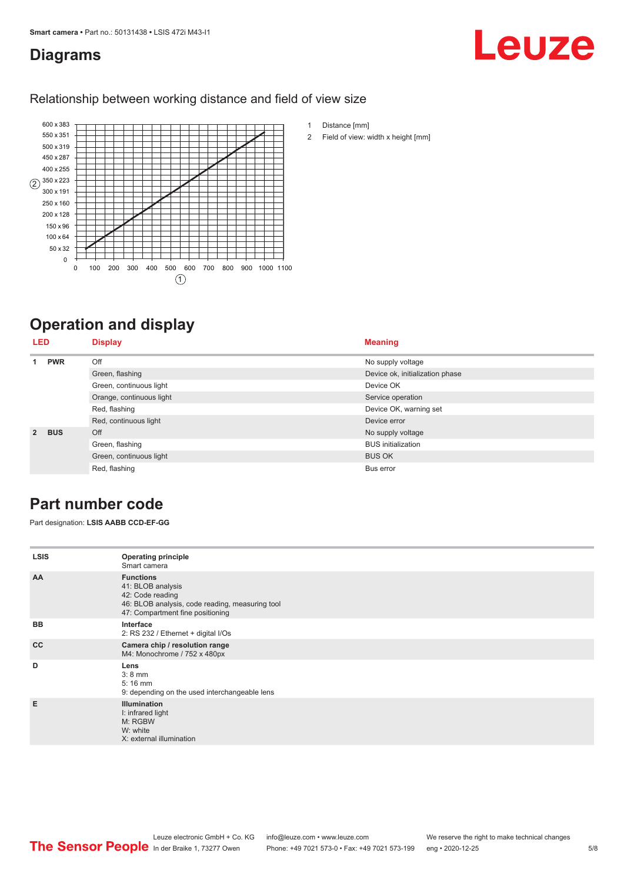# Diagrams

## Relationship between working distance and field of view size

1 Distance [mm]
2 Field of view: width x height [mm]

# Operation and display

| LED | | Display | Meaning |
|---|---|---|---|
| 1 | PWR | Off | No supply voltage |
| | | Green, flashing | Device ok, initialization phase |
| | | Green, continuous light | Device OK |
| | | Orange, continuous light | Service operation |
| | | Red, flashing | Device OK, warning set |
| | | Red, continuous light | Device error |
| 2 | BUS | Off | No supply voltage |
| | | Green, flashing | BUS initialization |
| | | Green, continuous light | BUS OK |
| | | Red, flashing | Bus error |

# Part number code

Part designation: **LSIS AABB CCD-EF-GG**

| | |
|---|---|
| LSIS | **Operating principle**<br>Smart camera |
| AA | **Functions**<br>41: BLOB analysis<br>42: Code reading<br>46: BLOB analysis, code reading, measuring tool<br>47: Compartment fine positioning |
| BB | **Interface**<br>2: RS 232 / Ethernet + digital I/Os |
| CC | **Camera chip / resolution range**<br>M4: Monochrome / 752 x 480px |
| D | **Lens**<br>3: 8 mm<br>5: 16 mm<br>9: depending on the used interchangeable lens |
| E | **Illumination**<br>I: infrared light<br>M: RGBW<br>W: white<br>X: external illumination |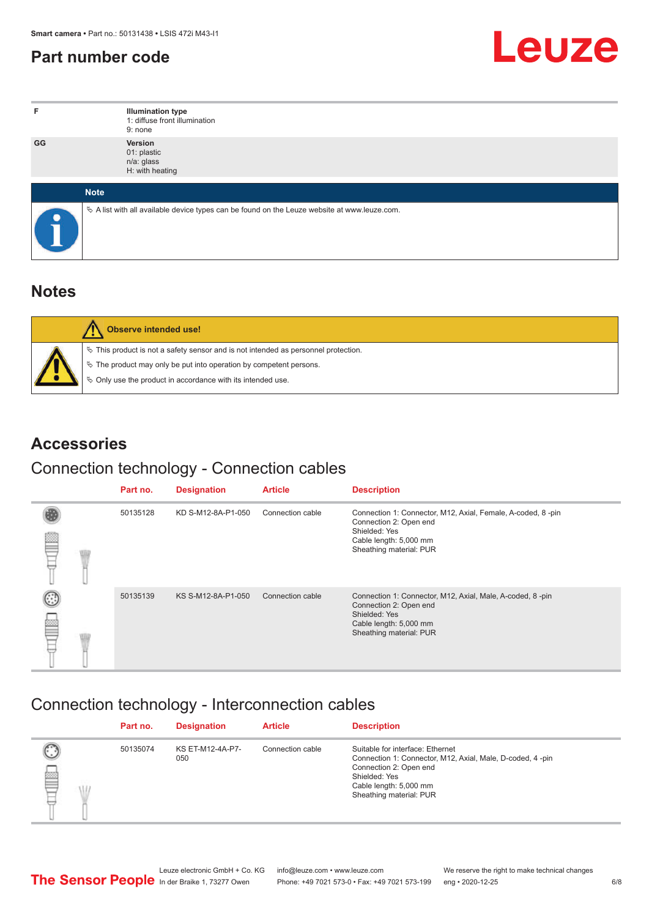## Part number code

| | |
|---|---|
| F | **Illumination type**<br>1: diffuse front illumination<br>9: none |
| GG | **Version**<br>01: plastic<br>n/a: glass<br>H: with heating |

**Note**

A list with all available device types can be found on the Leuze website at www.leuze.com.

## Notes

**Observe intended use!**

- This product is not a safety sensor and is not intended as personnel protection.
- The product may only be put into operation by competent persons.
- Only use the product in accordance with its intended use.

## Accessories

### Connection technology - Connection cables

| Part no. | Designation | Article | Description |
|---|---|---|---|
| 50135128 | KD S-M12-8A-P1-050 | Connection cable | Connection 1: Connector, M12, Axial, Female, A-coded, 8 -pin<br>Connection 2: Open end<br>Shielded: Yes<br>Cable length: 5,000 mm<br>Sheathing material: PUR |
| 50135139 | KS S-M12-8A-P1-050 | Connection cable | Connection 1: Connector, M12, Axial, Male, A-coded, 8 -pin<br>Connection 2: Open end<br>Shielded: Yes<br>Cable length: 5,000 mm<br>Sheathing material: PUR |

### Connection technology - Interconnection cables

| Part no. | Designation | Article | Description |
|---|---|---|---|
| 50135074 | KS ET-M12-4A-P7-050 | Connection cable | Suitable for interface: Ethernet<br>Connection 1: Connector, M12, Axial, Male, D-coded, 4 -pin<br>Connection 2: Open end<br>Shielded: Yes<br>Cable length: 5,000 mm<br>Sheathing material: PUR |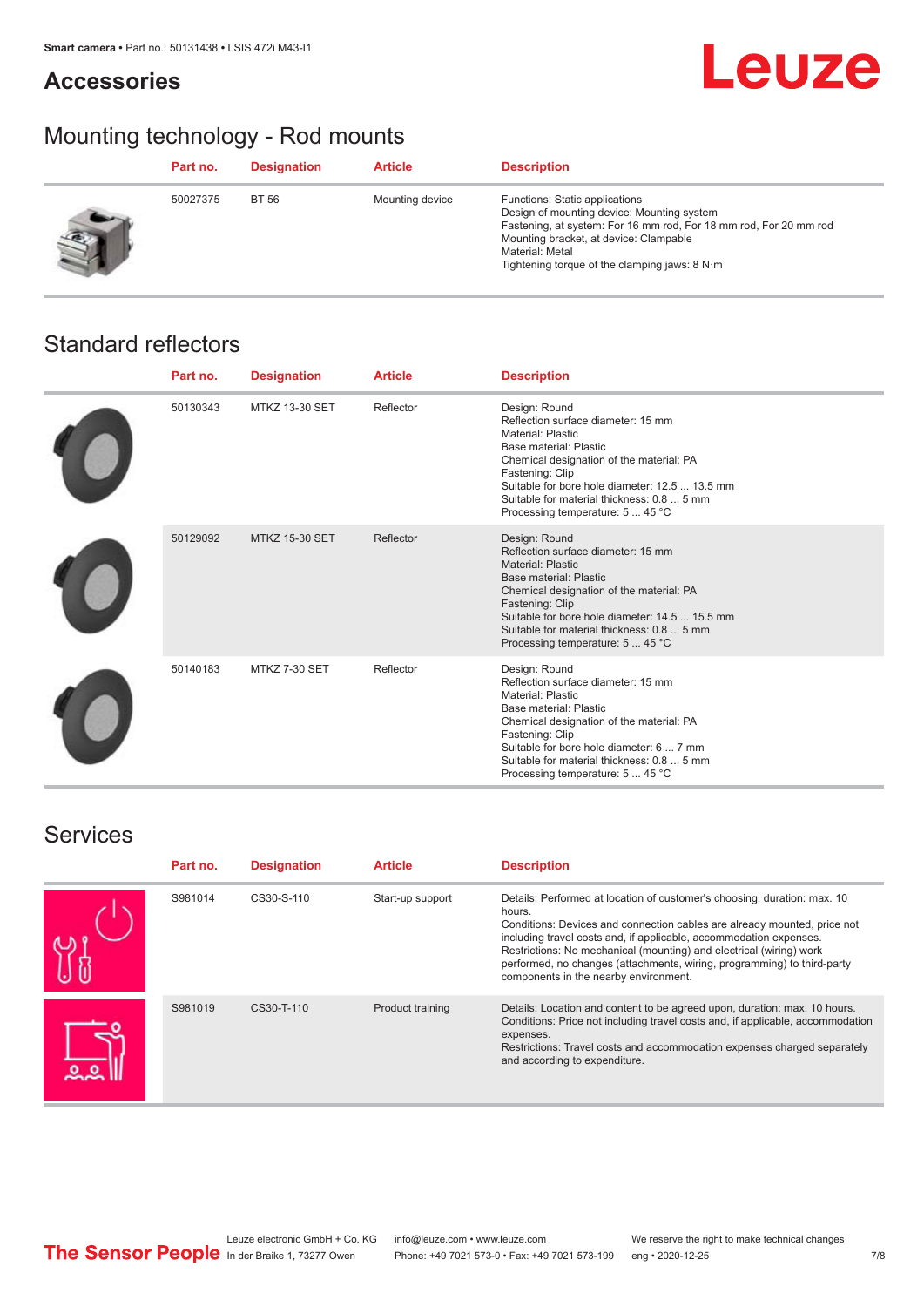## Accessories

### Mounting technology - Rod mounts

| Part no. | Designation | Article | Description |
|---|---|---|---|
| 50027375 | BT 56 | Mounting device | Functions: Static applications<br>Design of mounting device: Mounting system<br>Fastening, at system: For 16 mm rod, For 18 mm rod, For 20 mm rod<br>Mounting bracket, at device: Clampable<br>Material: Metal<br>Tightening torque of the clamping jaws: 8 N·m |

### Standard reflectors

| Part no. | Designation | Article | Description |
|---|---|---|---|
| 50130343 | MTKZ 13-30 SET | Reflector | Design: Round<br>Reflection surface diameter: 15 mm<br>Material: Plastic<br>Base material: Plastic<br>Chemical designation of the material: PA<br>Fastening: Clip<br>Suitable for bore hole diameter: 12.5 ... 13.5 mm<br>Suitable for material thickness: 0.8 ... 5 mm<br>Processing temperature: 5 ... 45 °C |
| 50129092 | MTKZ 15-30 SET | Reflector | Design: Round<br>Reflection surface diameter: 15 mm<br>Material: Plastic<br>Base material: Plastic<br>Chemical designation of the material: PA<br>Fastening: Clip<br>Suitable for bore hole diameter: 14.5 ... 15.5 mm<br>Suitable for material thickness: 0.8 ... 5 mm<br>Processing temperature: 5 ... 45 °C |
| 50140183 | MTKZ 7-30 SET | Reflector | Design: Round<br>Reflection surface diameter: 15 mm<br>Material: Plastic<br>Base material: Plastic<br>Chemical designation of the material: PA<br>Fastening: Clip<br>Suitable for bore hole diameter: 6 ... 7 mm<br>Suitable for material thickness: 0.8 ... 5 mm<br>Processing temperature: 5 ... 45 °C |

### Services

| Part no. | Designation | Article | Description |
|---|---|---|---|
| S981014 | CS30-S-110 | Start-up support | Details: Performed at location of customer's choosing, duration: max. 10 hours.<br>Conditions: Devices and connection cables are already mounted, price not including travel costs and, if applicable, accommodation expenses.<br>Restrictions: No mechanical (mounting) and electrical (wiring) work performed, no changes (attachments, wiring, programming) to third-party components in the nearby environment. |
| S981019 | CS30-T-110 | Product training | Details: Location and content to be agreed upon, duration: max. 10 hours.<br>Conditions: Price not including travel costs and, if applicable, accommodation expenses.<br>Restrictions: Travel costs and accommodation expenses charged separately and according to expenditure. |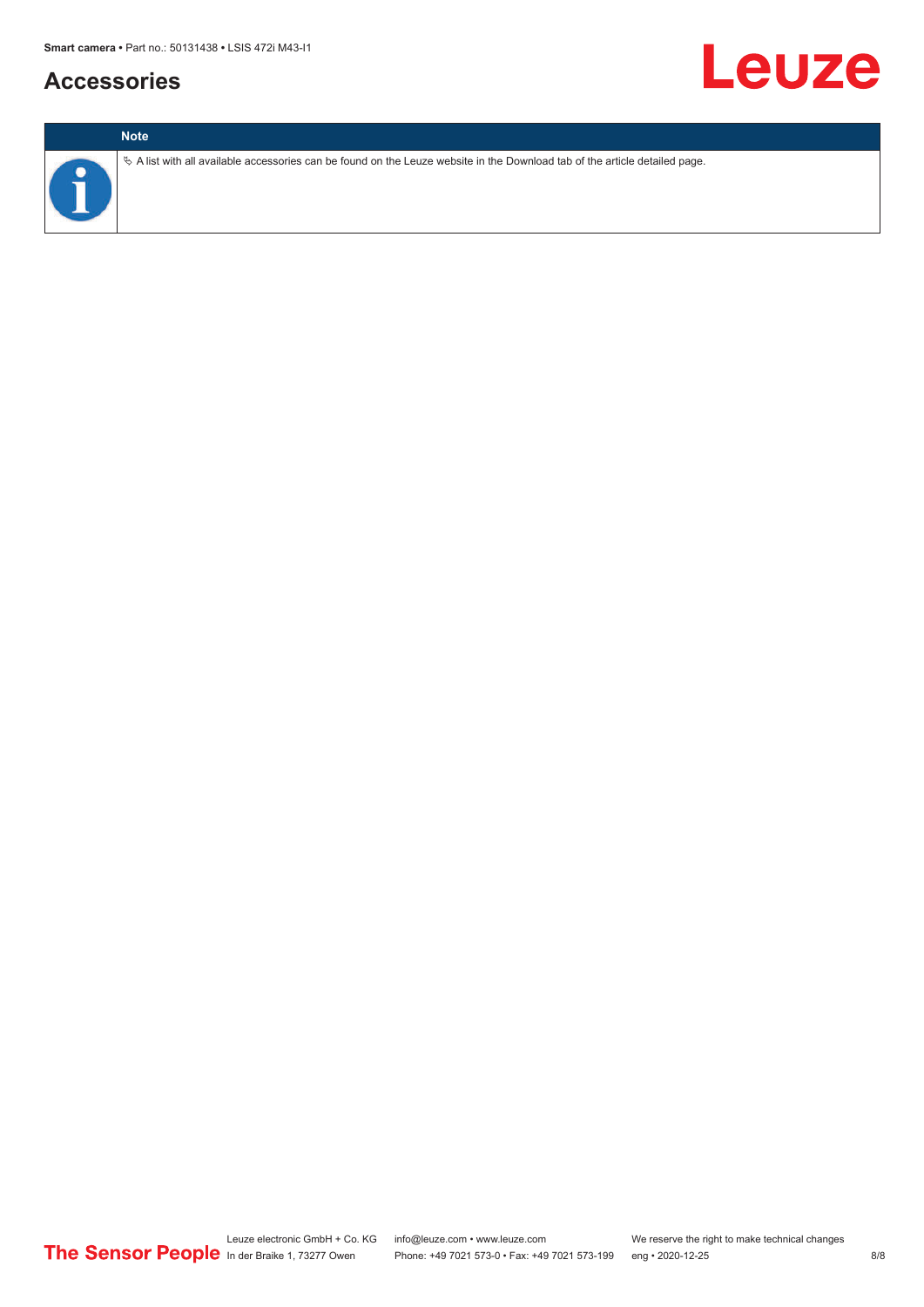## Accessories

| | Note |
|---|---|
| | ↳ A list with all available accessories can be found on the Leuze website in the Download tab of the article detailed page. |